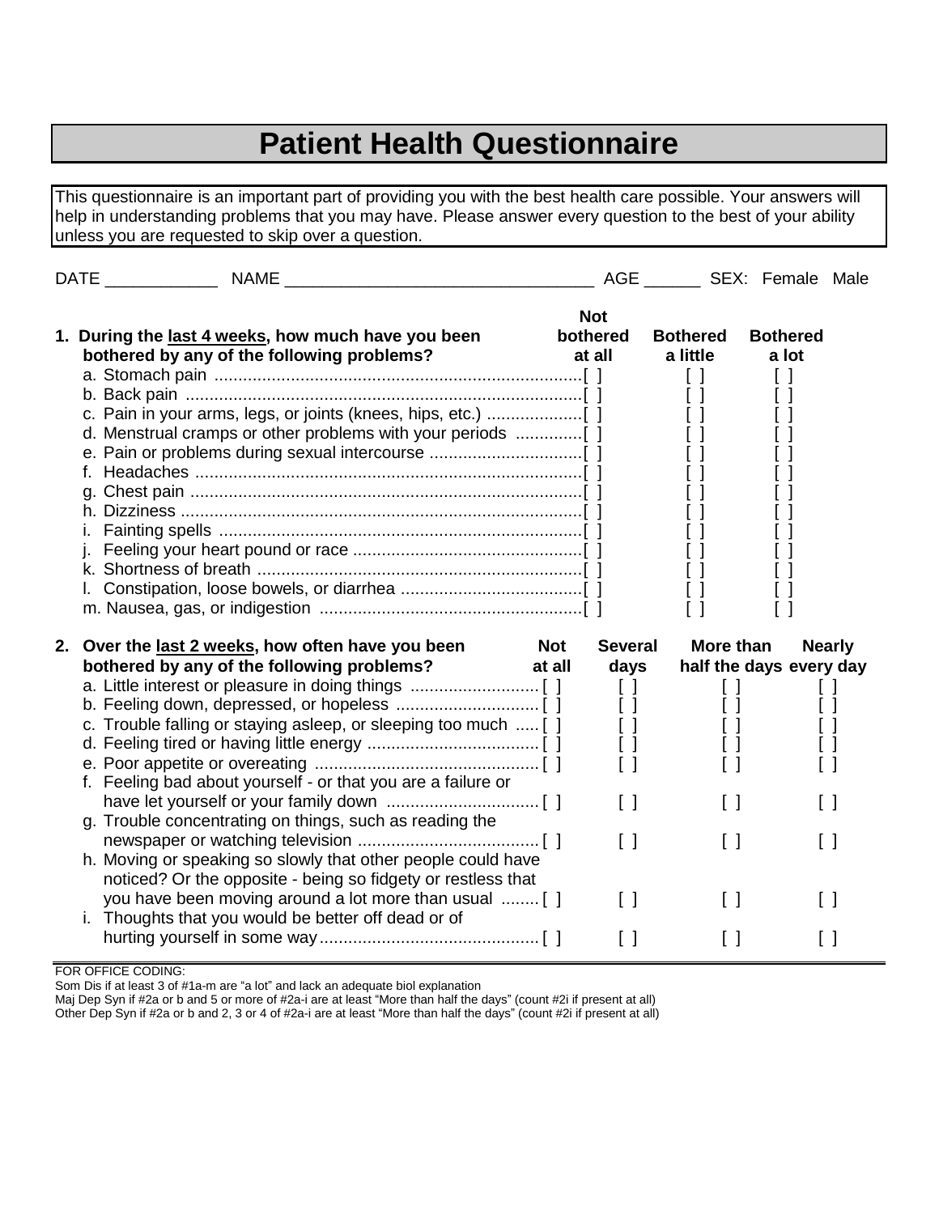# Patient Health Questionnaire

This questionnaire is an important part of providing you with the best health care possible. Your answers will help in understanding problems that you may have. Please answer every question to the best of your ability unless you are requested to skip over a question.

DATE ____________ NAME _________________________________ AGE ______ SEX: Female Male

| 1. During the last 4 weeks, how much have you been bothered by any of the following problems? | Not bothered at all | Bothered a little | Bothered a lot |
|---|---|---|---|
| a. Stomach pain | [ ] | [ ] | [ ] |
| b. Back pain | [ ] | [ ] | [ ] |
| c. Pain in your arms, legs, or joints (knees, hips, etc.) | [ ] | [ ] | [ ] |
| d. Menstrual cramps or other problems with your periods | [ ] | [ ] | [ ] |
| e. Pain or problems during sexual intercourse | [ ] | [ ] | [ ] |
| f. Headaches | [ ] | [ ] | [ ] |
| g. Chest pain | [ ] | [ ] | [ ] |
| h. Dizziness | [ ] | [ ] | [ ] |
| i. Fainting spells | [ ] | [ ] | [ ] |
| j. Feeling your heart pound or race | [ ] | [ ] | [ ] |
| k. Shortness of breath | [ ] | [ ] | [ ] |
| l. Constipation, loose bowels, or diarrhea | [ ] | [ ] | [ ] |
| m. Nausea, gas, or indigestion | [ ] | [ ] | [ ] |

| 2. Over the last 2 weeks, how often have you been bothered by any of the following problems? | Not at all | Several days | More than half the days | Nearly every day |
|---|---|---|---|---|
| a. Little interest or pleasure in doing things | [ ] | [ ] | [ ] | [ ] |
| b. Feeling down, depressed, or hopeless | [ ] | [ ] | [ ] | [ ] |
| c. Trouble falling or staying asleep, or sleeping too much | [ ] | [ ] | [ ] | [ ] |
| d. Feeling tired or having little energy | [ ] | [ ] | [ ] | [ ] |
| e. Poor appetite or overeating | [ ] | [ ] | [ ] | [ ] |
| f. Feeling bad about yourself - or that you are a failure or have let yourself or your family down | [ ] | [ ] | [ ] | [ ] |
| g. Trouble concentrating on things, such as reading the newspaper or watching television | [ ] | [ ] | [ ] | [ ] |
| h. Moving or speaking so slowly that other people could have noticed? Or the opposite - being so fidgety or restless that you have been moving around a lot more than usual | [ ] | [ ] | [ ] | [ ] |
| i. Thoughts that you would be better off dead or of hurting yourself in some way | [ ] | [ ] | [ ] | [ ] |

FOR OFFICE CODING:
Som Dis if at least 3 of #1a-m are “a lot” and lack an adequate biol explanation
Maj Dep Syn if #2a or b and 5 or more of #2a-i are at least “More than half the days” (count #2i if present at all)
Other Dep Syn if #2a or b and 2, 3 or 4 of #2a-i are at least “More than half the days” (count #2i if present at all)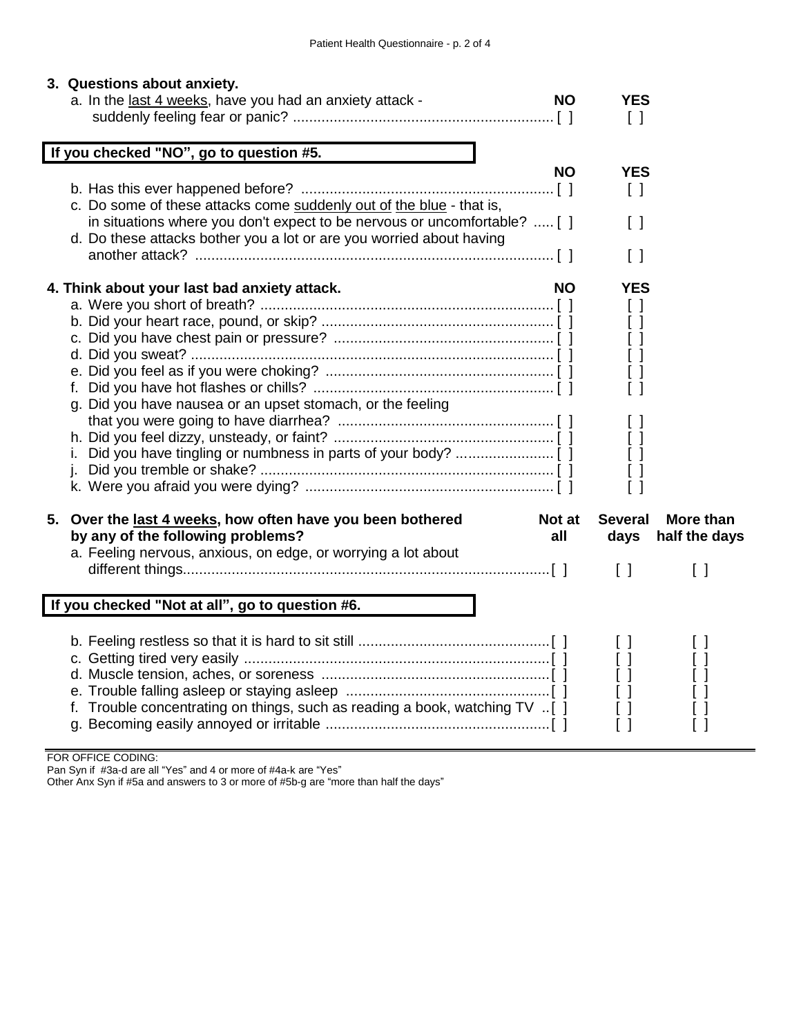**3. Questions about anxiety.**

| | NO | YES |
|---|---|---|
| a. In the <u>last 4 weeks</u>, have you had an anxiety attack - suddenly feeling fear or panic? | [ ] | [ ] |

**If you checked "NO", go to question #5.**

| | NO | YES |
|---|---|---|
| b. Has this ever happened before? | [ ] | [ ] |
| c. Do some of these attacks come <u>suddenly out of</u> <u>the blue</u> - that is, in situations where you don't expect to be nervous or uncomfortable? | [ ] | [ ] |
| d. Do these attacks bother you a lot or are you worried about having another attack? | [ ] | [ ] |

| **4. Think about your last bad anxiety attack.** | **NO** | **YES** |
|---|---|---|
| a. Were you short of breath? | [ ] | [ ] |
| b. Did your heart race, pound, or skip? | [ ] | [ ] |
| c. Did you have chest pain or pressure? | [ ] | [ ] |
| d. Did you sweat? | [ ] | [ ] |
| e. Did you feel as if you were choking? | [ ] | [ ] |
| f. Did you have hot flashes or chills? | [ ] | [ ] |
| g. Did you have nausea or an upset stomach, or the feeling that you were going to have diarrhea? | [ ] | [ ] |
| h. Did you feel dizzy, unsteady, or faint? | [ ] | [ ] |
| i. Did you have tingling or numbness in parts of your body? | [ ] | [ ] |
| j. Did you tremble or shake? | [ ] | [ ] |
| k. Were you afraid you were dying? | [ ] | [ ] |

| **5. Over the <u>last 4 weeks</u>, how often have you been bothered by any of the following problems?** | **Not at all** | **Several days** | **More than half the days** |
|---|---|---|---|
| a. Feeling nervous, anxious, on edge, or worrying a lot about different things | [ ] | [ ] | [ ] |

**If you checked "Not at all", go to question #6.**

| | Not at all | Several days | More than half the days |
|---|---|---|---|
| b. Feeling restless so that it is hard to sit still | [ ] | [ ] | [ ] |
| c. Getting tired very easily | [ ] | [ ] | [ ] |
| d. Muscle tension, aches, or soreness | [ ] | [ ] | [ ] |
| e. Trouble falling asleep or staying asleep | [ ] | [ ] | [ ] |
| f. Trouble concentrating on things, such as reading a book, watching TV | [ ] | [ ] | [ ] |
| g. Becoming easily annoyed or irritable | [ ] | [ ] | [ ] |

FOR OFFICE CODING:
Pan Syn if #3a-d are all "Yes" and 4 or more of #4a-k are "Yes"
Other Anx Syn if #5a and answers to 3 or more of #5b-g are "more than half the days"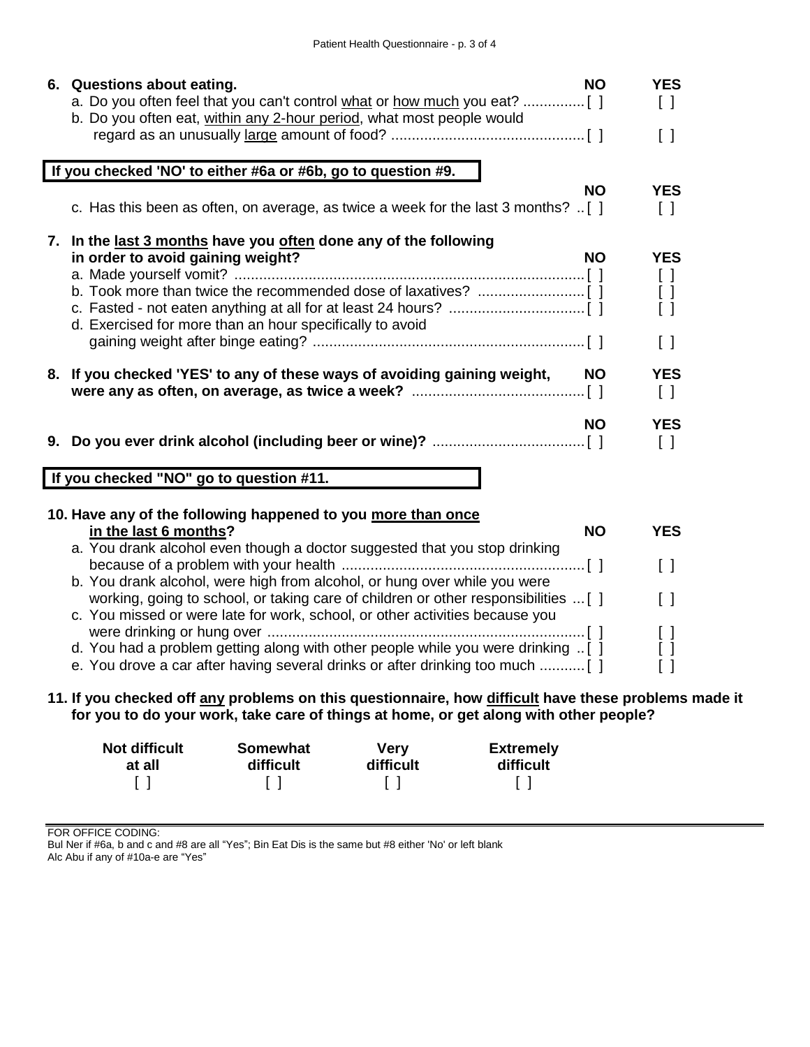**6. Questions about eating.**

| | NO | YES |
|---|---|---|
| a. Do you often feel that you can't control <u>what</u> or <u>how much</u> you eat? | [ ] | [ ] |
| b. Do you often eat, <u>within any 2-hour period</u>, what most people would regard as an unusually <u>large</u> amount of food? | [ ] | [ ] |

**If you checked 'NO' to either #6a or #6b, go to question #9.**

| | NO | YES |
|---|---|---|
| c. Has this been as often, on average, as twice a week for the last 3 months? | [ ] | [ ] |

**7. In the <u>last 3 months</u> have you <u>often</u> done any of the following in order to avoid gaining weight?**

| | NO | YES |
|---|---|---|
| a. Made yourself vomit? | [ ] | [ ] |
| b. Took more than twice the recommended dose of laxatives? | [ ] | [ ] |
| c. Fasted - not eaten anything at all for at least 24 hours? | [ ] | [ ] |
| d. Exercised for more than an hour specifically to avoid gaining weight after binge eating? | [ ] | [ ] |

| | NO | YES |
|---|---|---|
| **8. If you checked 'YES' to any of these ways of avoiding gaining weight, were any as often, on average, as twice a week?** | [ ] | [ ] |

| | NO | YES |
|---|---|---|
| **9. Do you ever drink alcohol (including beer or wine)?** | [ ] | [ ] |

**If you checked "NO" go to question #11.**

**10. Have any of the following happened to you <u>more than once in the last 6 months</u>?**

| | NO | YES |
|---|---|---|
| a. You drank alcohol even though a doctor suggested that you stop drinking because of a problem with your health | [ ] | [ ] |
| b. You drank alcohol, were high from alcohol, or hung over while you were working, going to school, or taking care of children or other responsibilities | [ ] | [ ] |
| c. You missed or were late for work, school, or other activities because you were drinking or hung over | [ ] | [ ] |
| d. You had a problem getting along with other people while you were drinking | [ ] | [ ] |
| e. You drove a car after having several drinks or after drinking too much | [ ] | [ ] |

**11. If you checked off <u>any</u> problems on this questionnaire, how <u>difficult</u> have these problems made it for you to do your work, take care of things at home, or get along with other people?**

| Not difficult at all | Somewhat difficult | Very difficult | Extremely difficult |
|---|---|---|---|
| [ ] | [ ] | [ ] | [ ] |

---

FOR OFFICE CODING:
Bul Ner if #6a, b and c and #8 are all "Yes"; Bin Eat Dis is the same but #8 either 'No' or left blank
Alc Abu if any of #10a-e are "Yes"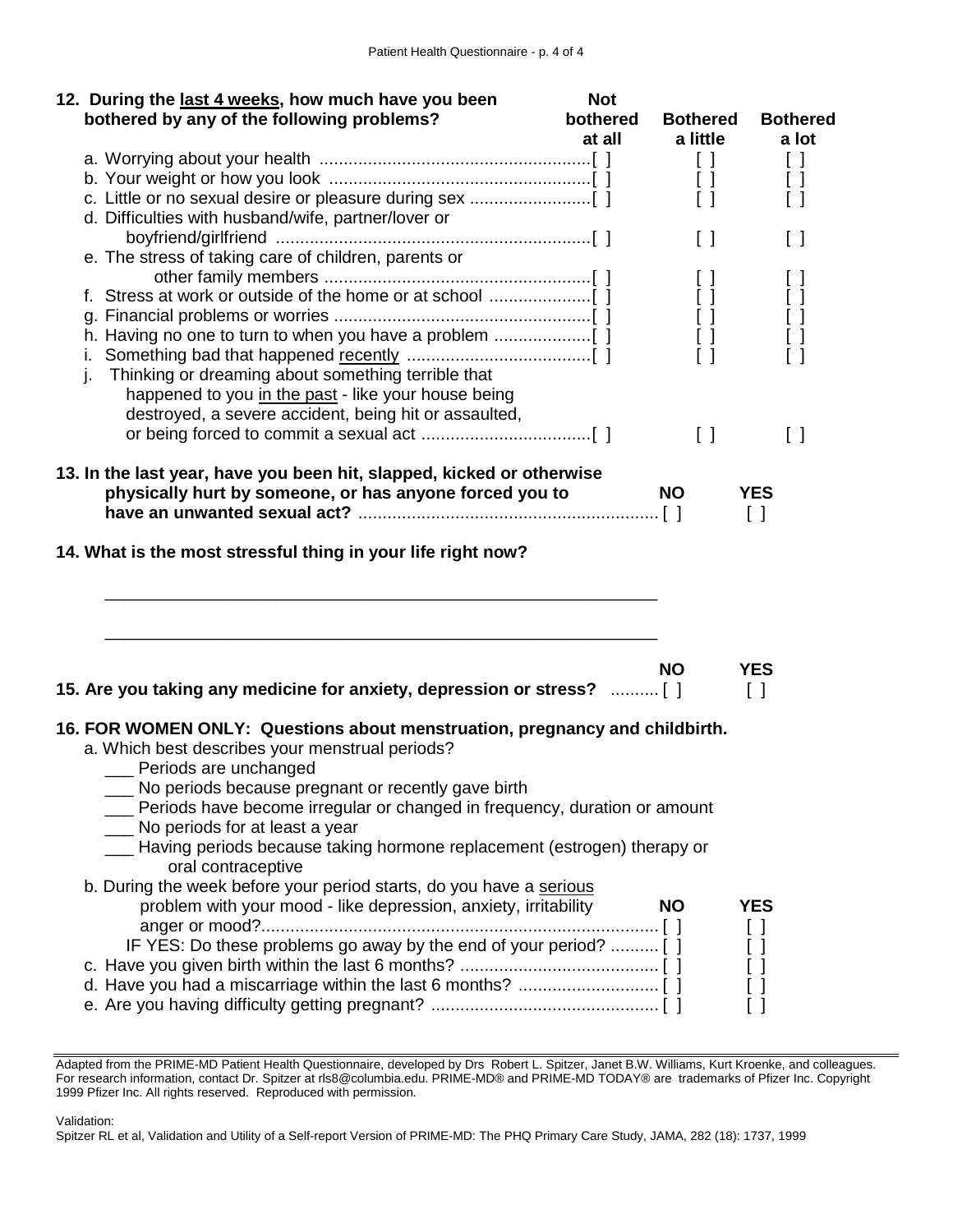**12. During the last 4 weeks, how much have you been bothered by any of the following problems?**

| | Not bothered at all | Bothered a little | Bothered a lot |
|---|---|---|---|
| a. Worrying about your health | [ ] | [ ] | [ ] |
| b. Your weight or how you look | [ ] | [ ] | [ ] |
| c. Little or no sexual desire or pleasure during sex | [ ] | [ ] | [ ] |
| d. Difficulties with husband/wife, partner/lover or boyfriend/girlfriend | [ ] | [ ] | [ ] |
| e. The stress of taking care of children, parents or other family members | [ ] | [ ] | [ ] |
| f. Stress at work or outside of the home or at school | [ ] | [ ] | [ ] |
| g. Financial problems or worries | [ ] | [ ] | [ ] |
| h. Having no one to turn to when you have a problem | [ ] | [ ] | [ ] |
| i. Something bad that happened recently | [ ] | [ ] | [ ] |
| j. Thinking or dreaming about something terrible that happened to you in the past - like your house being destroyed, a severe accident, being hit or assaulted, or being forced to commit a sexual act | [ ] | [ ] | [ ] |

**13. In the last year, have you been hit, slapped, kicked or otherwise physically hurt by someone, or has anyone forced you to have an unwanted sexual act?** NO [ ] YES [ ]

**14. What is the most stressful thing in your life right now?**

\_\_\_\_\_\_\_\_\_\_\_\_\_\_\_\_\_\_\_\_\_\_\_\_\_\_\_\_\_\_\_\_\_\_\_\_\_\_\_\_\_\_\_\_\_\_\_\_\_\_\_\_\_\_\_\_

\_\_\_\_\_\_\_\_\_\_\_\_\_\_\_\_\_\_\_\_\_\_\_\_\_\_\_\_\_\_\_\_\_\_\_\_\_\_\_\_\_\_\_\_\_\_\_\_\_\_\_\_\_\_\_\_

**15. Are you taking any medicine for anxiety, depression or stress?** NO [ ] YES [ ]

**16. FOR WOMEN ONLY: Questions about menstruation, pregnancy and childbirth.**

a. Which best describes your menstrual periods?

- \_\_\_ Periods are unchanged
- \_\_\_ No periods because pregnant or recently gave birth
- \_\_\_ Periods have become irregular or changed in frequency, duration or amount
- \_\_\_ No periods for at least a year
- \_\_\_ Having periods because taking hormone replacement (estrogen) therapy or oral contraceptive

| | NO | YES |
|---|---|---|
| b. During the week before your period starts, do you have a serious problem with your mood - like depression, anxiety, irritability anger or mood? | [ ] | [ ] |
| IF YES: Do these problems go away by the end of your period? | [ ] | [ ] |
| c. Have you given birth within the last 6 months? | [ ] | [ ] |
| d. Have you had a miscarriage within the last 6 months? | [ ] | [ ] |
| e. Are you having difficulty getting pregnant? | [ ] | [ ] |

Adapted from the PRIME-MD Patient Health Questionnaire, developed by Drs Robert L. Spitzer, Janet B.W. Williams, Kurt Kroenke, and colleagues. For research information, contact Dr. Spitzer at rls8@columbia.edu. PRIME-MD® and PRIME-MD TODAY® are trademarks of Pfizer Inc. Copyright 1999 Pfizer Inc. All rights reserved. Reproduced with permission.

Validation:
Spitzer RL et al, Validation and Utility of a Self-report Version of PRIME-MD: The PHQ Primary Care Study, JAMA, 282 (18): 1737, 1999